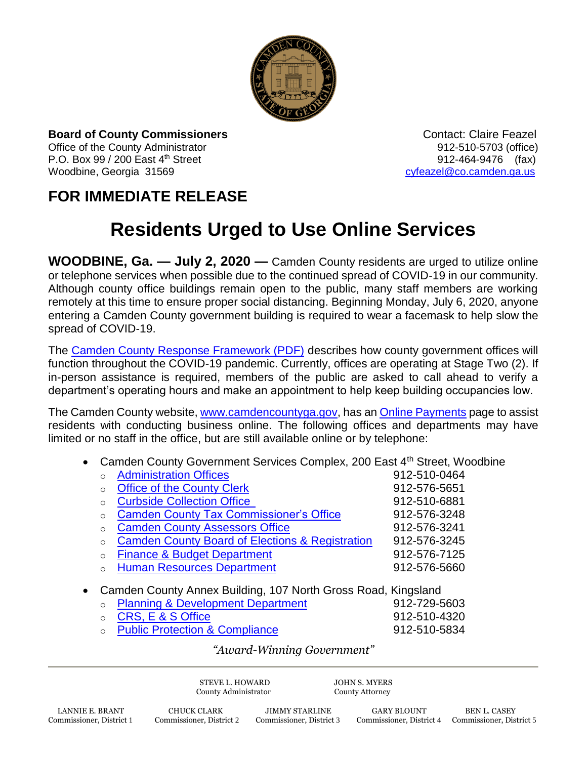**Board of County Commissioners**
Office of the County Administrator
P.O. Box 99 / 200 East 4th Street
Woodbine, Georgia 31569

Contact: Claire Feazel
912-510-5703 (office)
912-464-9476 (fax)
cyfeazel@co.camden.ga.us

## FOR IMMEDIATE RELEASE

# Residents Urged to Use Online Services

**WOODBINE, Ga. — July 2, 2020 —** Camden County residents are urged to utilize online or telephone services when possible due to the continued spread of COVID-19 in our community. Although county office buildings remain open to the public, many staff members are working remotely at this time to ensure proper social distancing. Beginning Monday, July 6, 2020, anyone entering a Camden County government building is required to wear a facemask to help slow the spread of COVID-19.

The Camden County Response Framework (PDF) describes how county government offices will function throughout the COVID-19 pandemic. Currently, offices are operating at Stage Two (2). If in-person assistance is required, members of the public are asked to call ahead to verify a department's operating hours and make an appointment to help keep building occupancies low.

The Camden County website, www.camdencountyga.gov, has an Online Payments page to assist residents with conducting business online. The following offices and departments may have limited or no staff in the office, but are still available online or by telephone:

- Camden County Government Services Complex, 200 East 4th Street, Woodbine
  - Administration Offices 912-510-0464
  - Office of the County Clerk 912-576-5651
  - Curbside Collection Office 912-510-6881
  - Camden County Tax Commissioner's Office 912-576-3248
  - Camden County Assessors Office 912-576-3241
  - Camden County Board of Elections & Registration 912-576-3245
  - Finance & Budget Department 912-576-7125
  - Human Resources Department 912-576-5660
- Camden County Annex Building, 107 North Gross Road, Kingsland
  - Planning & Development Department 912-729-5603
  - CRS, E & S Office 912-510-4320
  - Public Protection & Compliance 912-510-5834

*"Award-Winning Government"*

STEVE L. HOWARD, County Administrator
JOHN S. MYERS, County Attorney

LANNIE E. BRANT, Commissioner, District 1
CHUCK CLARK, Commissioner, District 2
JIMMY STARLINE, Commissioner, District 3
GARY BLOUNT, Commissioner, District 4
BEN L. CASEY, Commissioner, District 5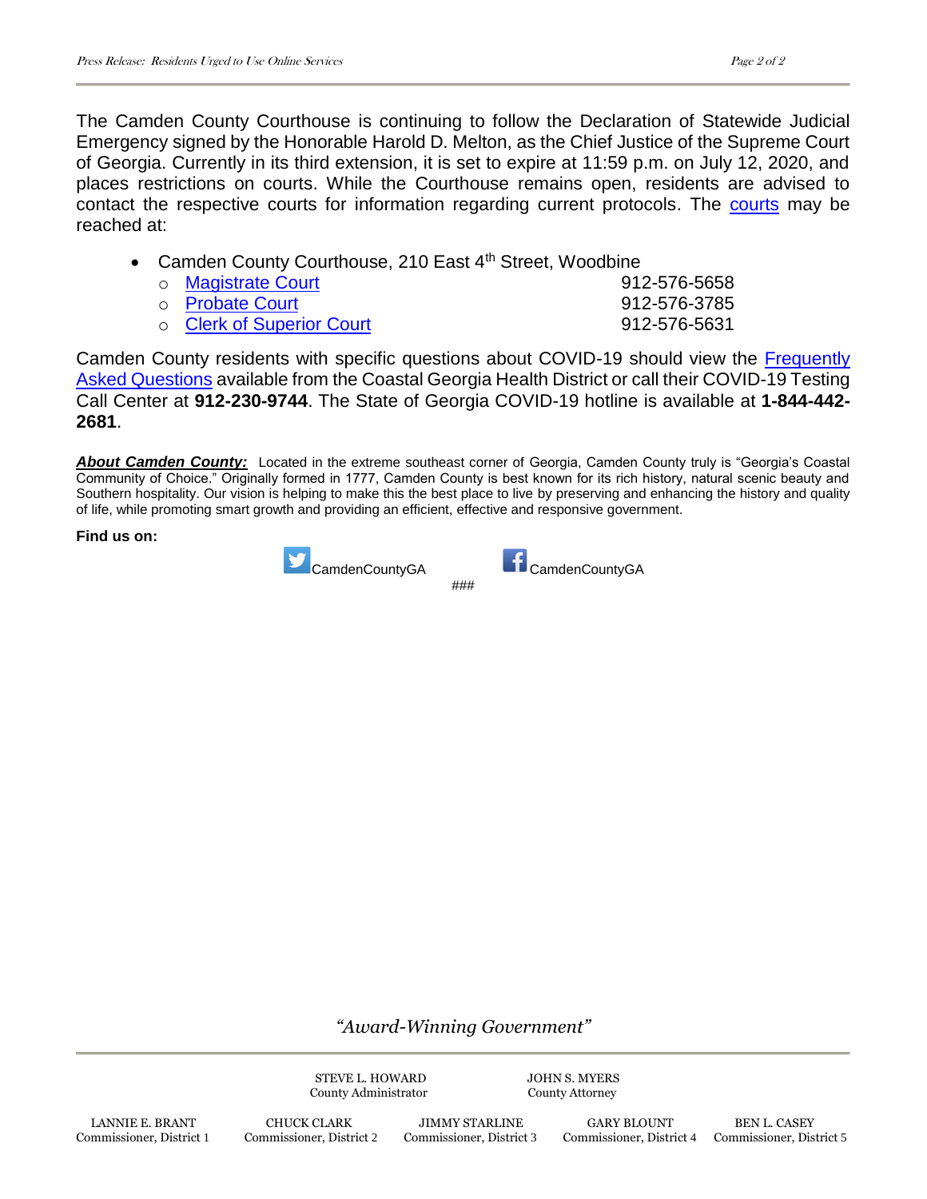The Camden County Courthouse is continuing to follow the Declaration of Statewide Judicial Emergency signed by the Honorable Harold D. Melton, as the Chief Justice of the Supreme Court of Georgia. Currently in its third extension, it is set to expire at 11:59 p.m. on July 12, 2020, and places restrictions on courts. While the Courthouse remains open, residents are advised to contact the respective courts for information regarding current protocols. The courts may be reached at:

- Camden County Courthouse, 210 East 4th Street, Woodbine
  - Magistrate Court 912-576-5658
  - Probate Court 912-576-3785
  - Clerk of Superior Court 912-576-5631

Camden County residents with specific questions about COVID-19 should view the Frequently Asked Questions available from the Coastal Georgia Health District or call their COVID-19 Testing Call Center at **912-230-9744**. The State of Georgia COVID-19 hotline is available at **1-844-442-2681**.

***About Camden County:*** Located in the extreme southeast corner of Georgia, Camden County truly is "Georgia's Coastal Community of Choice." Originally formed in 1777, Camden County is best known for its rich history, natural scenic beauty and Southern hospitality. Our vision is helping to make this the best place to live by preserving and enhancing the history and quality of life, while promoting smart growth and providing an efficient, effective and responsive government.

**Find us on:**

CamdenCountyGA CamdenCountyGA

###

*"Award-Winning Government"*

STEVE L. HOWARD
County Administrator

JOHN S. MYERS
County Attorney

LANNIE E. BRANT
Commissioner, District 1

CHUCK CLARK
Commissioner, District 2

JIMMY STARLINE
Commissioner, District 3

GARY BLOUNT
Commissioner, District 4

BEN L. CASEY
Commissioner, District 5